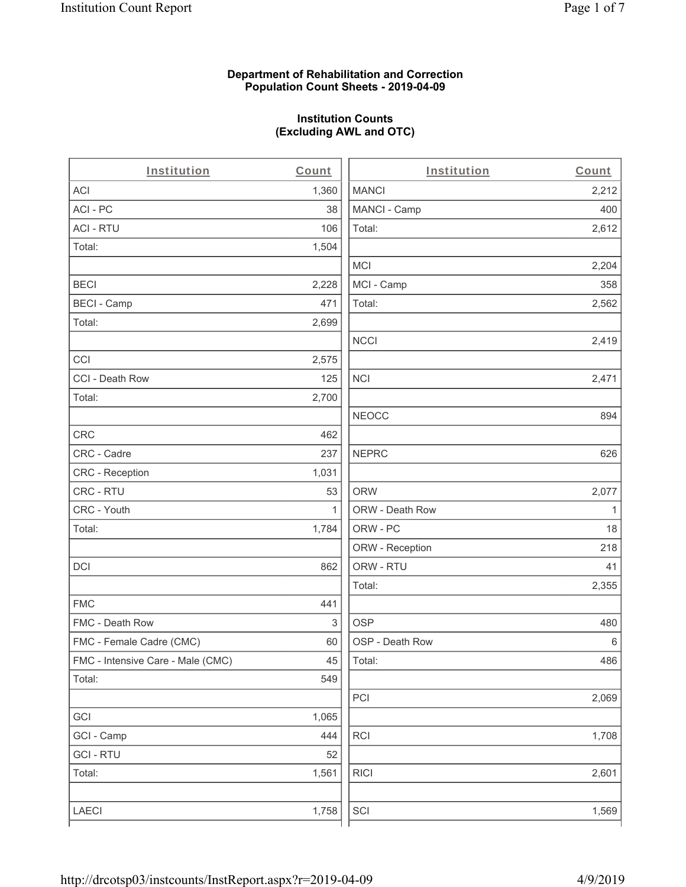**Department of Rehabilitation and Correction**
**Population Count Sheets - 2019-04-09**

**Institution Counts**
**(Excluding AWL and OTC)**

| Institution | Count |
|---|---|
| ACI | 1,360 |
| ACI - PC | 38 |
| ACI - RTU | 106 |
| Total: | 1,504 |
| | |
| BECI | 2,228 |
| BECI - Camp | 471 |
| Total: | 2,699 |
| | |
| CCI | 2,575 |
| CCI - Death Row | 125 |
| Total: | 2,700 |
| | |
| CRC | 462 |
| CRC - Cadre | 237 |
| CRC - Reception | 1,031 |
| CRC - RTU | 53 |
| CRC - Youth | 1 |
| Total: | 1,784 |
| | |
| DCI | 862 |
| | |
| FMC | 441 |
| FMC - Death Row | 3 |
| FMC - Female Cadre (CMC) | 60 |
| FMC - Intensive Care - Male (CMC) | 45 |
| Total: | 549 |
| | |
| GCI | 1,065 |
| GCI - Camp | 444 |
| GCI - RTU | 52 |
| Total: | 1,561 |
| | |
| LAECI | 1,758 |

| Institution | Count |
|---|---|
| MANCI | 2,212 |
| MANCI - Camp | 400 |
| Total: | 2,612 |
| | |
| MCI | 2,204 |
| MCI - Camp | 358 |
| Total: | 2,562 |
| | |
| NCCI | 2,419 |
| | |
| NCI | 2,471 |
| | |
| NEOCC | 894 |
| | |
| NEPRC | 626 |
| | |
| ORW | 2,077 |
| ORW - Death Row | 1 |
| ORW - PC | 18 |
| ORW - Reception | 218 |
| ORW - RTU | 41 |
| Total: | 2,355 |
| | |
| OSP | 480 |
| OSP - Death Row | 6 |
| Total: | 486 |
| | |
| PCI | 2,069 |
| | |
| RCI | 1,708 |
| | |
| RICI | 2,601 |
| | |
| SCI | 1,569 |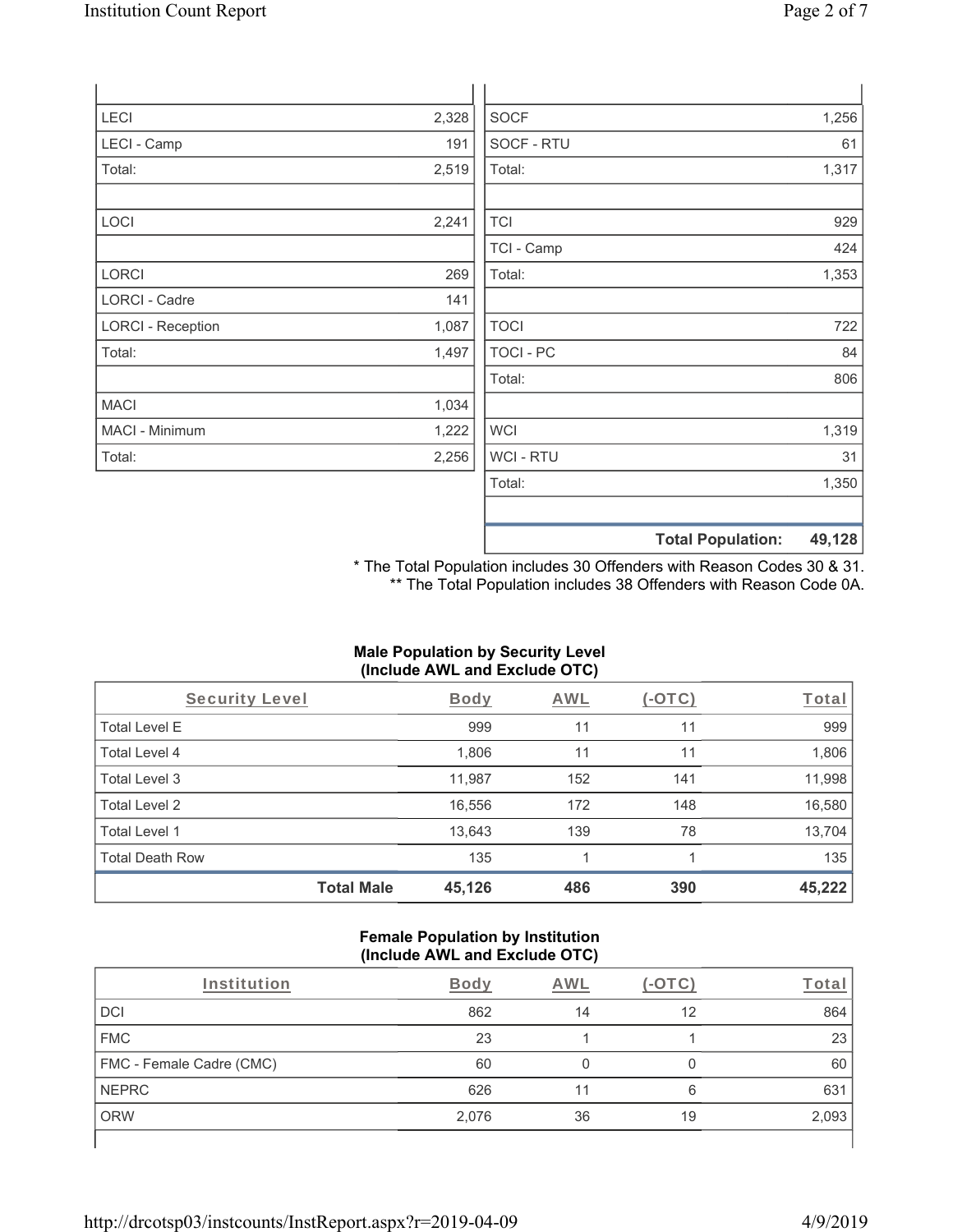| | |
|---|---|
| LECI | 2,328 |
| LECI - Camp | 191 |
| Total: | 2,519 |
| | |
| LOCI | 2,241 |
| | |
| LORCI | 269 |
| LORCI - Cadre | 141 |
| LORCI - Reception | 1,087 |
| Total: | 1,497 |
| | |
| MACI | 1,034 |
| MACI - Minimum | 1,222 |
| Total: | 2,256 |

| | |
|---|---|
| SOCF | 1,256 |
| SOCF - RTU | 61 |
| Total: | 1,317 |
| | |
| TCI | 929 |
| TCI - Camp | 424 |
| Total: | 1,353 |
| | |
| TOCI | 722 |
| TOCI - PC | 84 |
| Total: | 806 |
| | |
| WCI | 1,319 |
| WCI - RTU | 31 |
| Total: | 1,350 |
| | |
| **Total Population:** | **49,128** |

* The Total Population includes 30 Offenders with Reason Codes 30 & 31.
** The Total Population includes 38 Offenders with Reason Code 0A.

### Male Population by Security Level (Include AWL and Exclude OTC)

| Security Level | Body | AWL | (-OTC) | Total |
|---|---|---|---|---|
| Total Level E | 999 | 11 | 11 | 999 |
| Total Level 4 | 1,806 | 11 | 11 | 1,806 |
| Total Level 3 | 11,987 | 152 | 141 | 11,998 |
| Total Level 2 | 16,556 | 172 | 148 | 16,580 |
| Total Level 1 | 13,643 | 139 | 78 | 13,704 |
| Total Death Row | 135 | 1 | 1 | 135 |
| **Total Male** | **45,126** | **486** | **390** | **45,222** |

### Female Population by Institution (Include AWL and Exclude OTC)

| Institution | Body | AWL | (-OTC) | Total |
|---|---|---|---|---|
| DCI | 862 | 14 | 12 | 864 |
| FMC | 23 | 1 | 1 | 23 |
| FMC - Female Cadre (CMC) | 60 | 0 | 0 | 60 |
| NEPRC | 626 | 11 | 6 | 631 |
| ORW | 2,076 | 36 | 19 | 2,093 |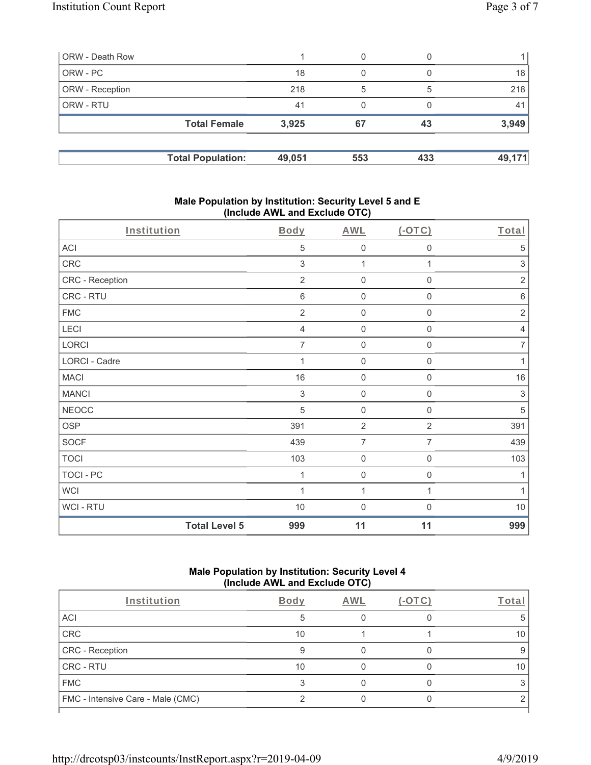| ORW - Death Row | 1 | 0 | 0 | 1 |
|---|---|---|---|---|
| ORW - PC | 18 | 0 | 0 | 18 |
| ORW - Reception | 218 | 5 | 5 | 218 |
| ORW - RTU | 41 | 0 | 0 | 41 |
| **Total Female** | **3,925** | **67** | **43** | **3,949** |

| **Total Population:** | **49,051** | **553** | **433** | **49,171** |
|---|---|---|---|---|

### Male Population by Institution: Security Level 5 and E (Include AWL and Exclude OTC)

| Institution | Body | AWL | (-OTC) | Total |
|---|---|---|---|---|
| ACI | 5 | 0 | 0 | 5 |
| CRC | 3 | 1 | 1 | 3 |
| CRC - Reception | 2 | 0 | 0 | 2 |
| CRC - RTU | 6 | 0 | 0 | 6 |
| FMC | 2 | 0 | 0 | 2 |
| LECI | 4 | 0 | 0 | 4 |
| LORCI | 7 | 0 | 0 | 7 |
| LORCI - Cadre | 1 | 0 | 0 | 1 |
| MACI | 16 | 0 | 0 | 16 |
| MANCI | 3 | 0 | 0 | 3 |
| NEOCC | 5 | 0 | 0 | 5 |
| OSP | 391 | 2 | 2 | 391 |
| SOCF | 439 | 7 | 7 | 439 |
| TOCI | 103 | 0 | 0 | 103 |
| TOCI - PC | 1 | 0 | 0 | 1 |
| WCI | 1 | 1 | 1 | 1 |
| WCI - RTU | 10 | 0 | 0 | 10 |
| **Total Level 5** | **999** | **11** | **11** | **999** |

### Male Population by Institution: Security Level 4 (Include AWL and Exclude OTC)

| Institution | Body | AWL | (-OTC) | Total |
|---|---|---|---|---|
| ACI | 5 | 0 | 0 | 5 |
| CRC | 10 | 1 | 1 | 10 |
| CRC - Reception | 9 | 0 | 0 | 9 |
| CRC - RTU | 10 | 0 | 0 | 10 |
| FMC | 3 | 0 | 0 | 3 |
| FMC - Intensive Care - Male (CMC) | 2 | 0 | 0 | 2 |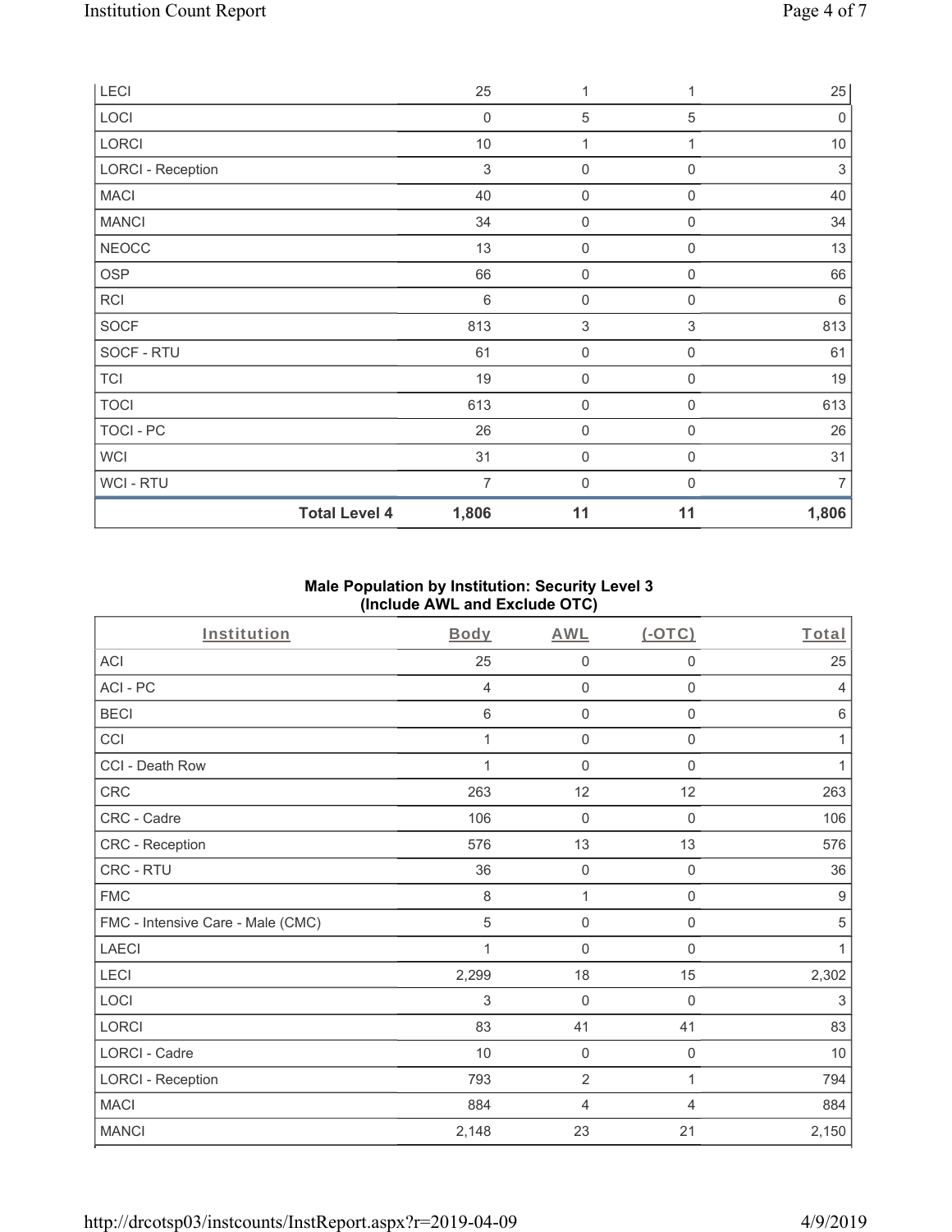| | Body | AWL | (-OTC) | Total |
|---|---|---|---|---|
| LECI | 25 | 1 | 1 | 25 |
| LOCI | 0 | 5 | 5 | 0 |
| LORCI | 10 | 1 | 1 | 10 |
| LORCI - Reception | 3 | 0 | 0 | 3 |
| MACI | 40 | 0 | 0 | 40 |
| MANCI | 34 | 0 | 0 | 34 |
| NEOCC | 13 | 0 | 0 | 13 |
| OSP | 66 | 0 | 0 | 66 |
| RCI | 6 | 0 | 0 | 6 |
| SOCF | 813 | 3 | 3 | 813 |
| SOCF - RTU | 61 | 0 | 0 | 61 |
| TCI | 19 | 0 | 0 | 19 |
| TOCI | 613 | 0 | 0 | 613 |
| TOCI - PC | 26 | 0 | 0 | 26 |
| WCI | 31 | 0 | 0 | 31 |
| WCI - RTU | 7 | 0 | 0 | 7 |
| **Total Level 4** | **1,806** | **11** | **11** | **1,806** |

**Male Population by Institution: Security Level 3 (Include AWL and Exclude OTC)**

| Institution | Body | AWL | (-OTC) | Total |
|---|---|---|---|---|
| ACI | 25 | 0 | 0 | 25 |
| ACI - PC | 4 | 0 | 0 | 4 |
| BECI | 6 | 0 | 0 | 6 |
| CCI | 1 | 0 | 0 | 1 |
| CCI - Death Row | 1 | 0 | 0 | 1 |
| CRC | 263 | 12 | 12 | 263 |
| CRC - Cadre | 106 | 0 | 0 | 106 |
| CRC - Reception | 576 | 13 | 13 | 576 |
| CRC - RTU | 36 | 0 | 0 | 36 |
| FMC | 8 | 1 | 0 | 9 |
| FMC - Intensive Care - Male (CMC) | 5 | 0 | 0 | 5 |
| LAECI | 1 | 0 | 0 | 1 |
| LECI | 2,299 | 18 | 15 | 2,302 |
| LOCI | 3 | 0 | 0 | 3 |
| LORCI | 83 | 41 | 41 | 83 |
| LORCI - Cadre | 10 | 0 | 0 | 10 |
| LORCI - Reception | 793 | 2 | 1 | 794 |
| MACI | 884 | 4 | 4 | 884 |
| MANCI | 2,148 | 23 | 21 | 2,150 |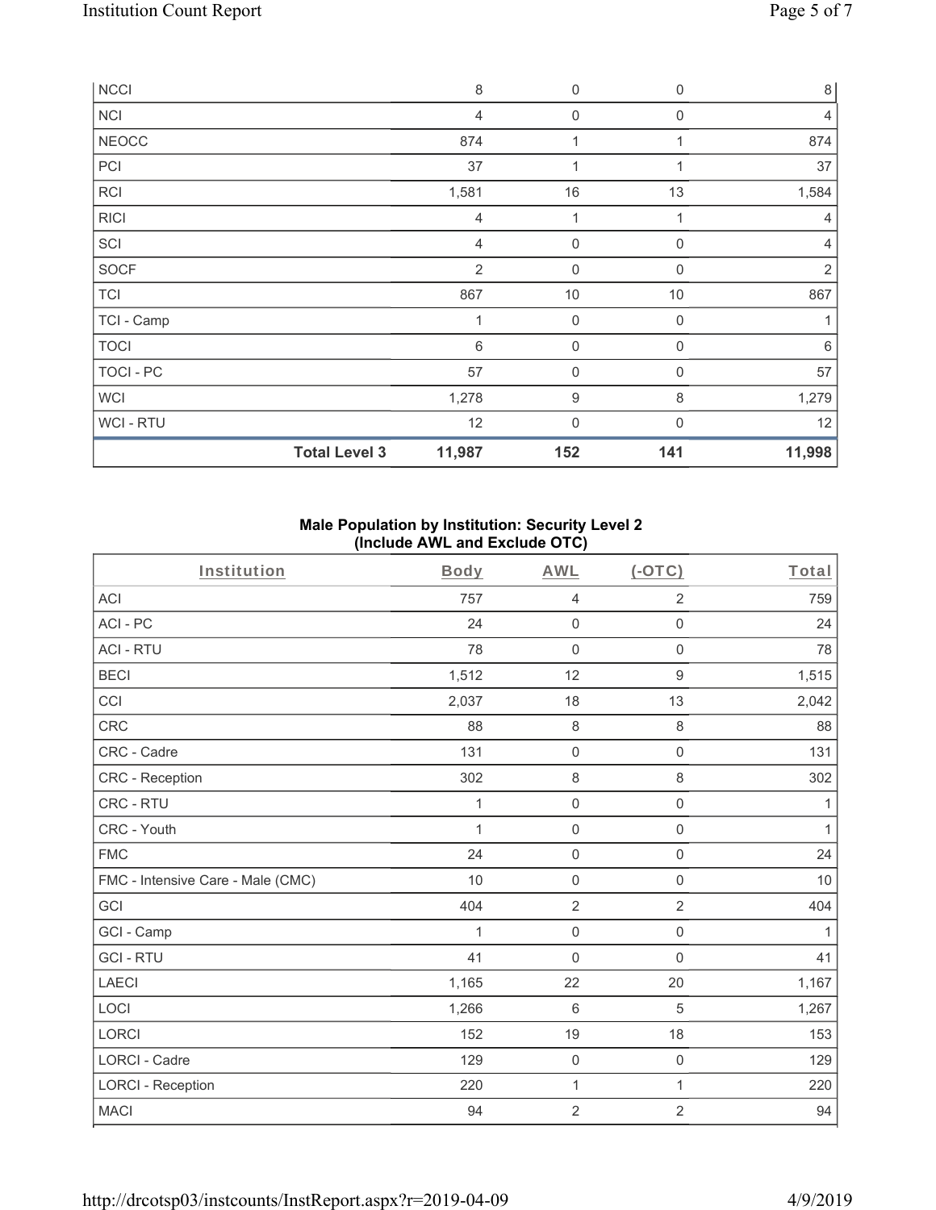| NCCI | | 8 | 0 | 0 | 8 |
|---|---|---|---|---|---|
| NCI | | 4 | 0 | 0 | 4 |
| NEOCC | | 874 | 1 | 1 | 874 |
| PCI | | 37 | 1 | 1 | 37 |
| RCI | | 1,581 | 16 | 13 | 1,584 |
| RICI | | 4 | 1 | 1 | 4 |
| SCI | | 4 | 0 | 0 | 4 |
| SOCF | | 2 | 0 | 0 | 2 |
| TCI | | 867 | 10 | 10 | 867 |
| TCI - Camp | | 1 | 0 | 0 | 1 |
| TOCI | | 6 | 0 | 0 | 6 |
| TOCI - PC | | 57 | 0 | 0 | 57 |
| WCI | | 1,278 | 9 | 8 | 1,279 |
| WCI - RTU | | 12 | 0 | 0 | 12 |
| | **Total Level 3** | **11,987** | **152** | **141** | **11,998** |

**Male Population by Institution: Security Level 2**
**(Include AWL and Exclude OTC)**

| Institution | Body | AWL | (-OTC) | Total |
|---|---|---|---|---|
| ACI | 757 | 4 | 2 | 759 |
| ACI - PC | 24 | 0 | 0 | 24 |
| ACI - RTU | 78 | 0 | 0 | 78 |
| BECI | 1,512 | 12 | 9 | 1,515 |
| CCI | 2,037 | 18 | 13 | 2,042 |
| CRC | 88 | 8 | 8 | 88 |
| CRC - Cadre | 131 | 0 | 0 | 131 |
| CRC - Reception | 302 | 8 | 8 | 302 |
| CRC - RTU | 1 | 0 | 0 | 1 |
| CRC - Youth | 1 | 0 | 0 | 1 |
| FMC | 24 | 0 | 0 | 24 |
| FMC - Intensive Care - Male (CMC) | 10 | 0 | 0 | 10 |
| GCI | 404 | 2 | 2 | 404 |
| GCI - Camp | 1 | 0 | 0 | 1 |
| GCI - RTU | 41 | 0 | 0 | 41 |
| LAECI | 1,165 | 22 | 20 | 1,167 |
| LOCI | 1,266 | 6 | 5 | 1,267 |
| LORCI | 152 | 19 | 18 | 153 |
| LORCI - Cadre | 129 | 0 | 0 | 129 |
| LORCI - Reception | 220 | 1 | 1 | 220 |
| MACI | 94 | 2 | 2 | 94 |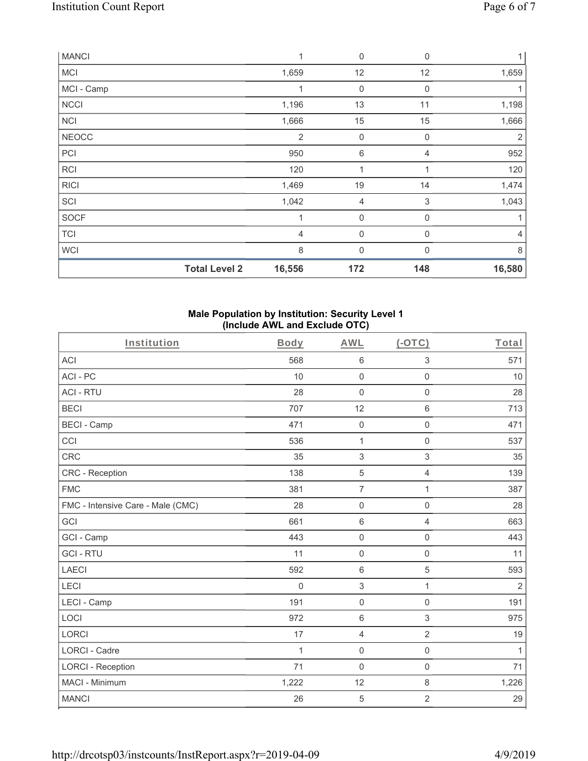| | Body | AWL | (-OTC) | Total |
|---|---|---|---|---|
| MANCI | 1 | 0 | 0 | 1 |
| MCI | 1,659 | 12 | 12 | 1,659 |
| MCI - Camp | 1 | 0 | 0 | 1 |
| NCCI | 1,196 | 13 | 11 | 1,198 |
| NCI | 1,666 | 15 | 15 | 1,666 |
| NEOCC | 2 | 0 | 0 | 2 |
| PCI | 950 | 6 | 4 | 952 |
| RCI | 120 | 1 | 1 | 120 |
| RICI | 1,469 | 19 | 14 | 1,474 |
| SCI | 1,042 | 4 | 3 | 1,043 |
| SOCF | 1 | 0 | 0 | 1 |
| TCI | 4 | 0 | 0 | 4 |
| WCI | 8 | 0 | 0 | 8 |
| **Total Level 2** | **16,556** | **172** | **148** | **16,580** |

**Male Population by Institution: Security Level 1 (Include AWL and Exclude OTC)**

| Institution | Body | AWL | (-OTC) | Total |
|---|---|---|---|---|
| ACI | 568 | 6 | 3 | 571 |
| ACI - PC | 10 | 0 | 0 | 10 |
| ACI - RTU | 28 | 0 | 0 | 28 |
| BECI | 707 | 12 | 6 | 713 |
| BECI - Camp | 471 | 0 | 0 | 471 |
| CCI | 536 | 1 | 0 | 537 |
| CRC | 35 | 3 | 3 | 35 |
| CRC - Reception | 138 | 5 | 4 | 139 |
| FMC | 381 | 7 | 1 | 387 |
| FMC - Intensive Care - Male (CMC) | 28 | 0 | 0 | 28 |
| GCI | 661 | 6 | 4 | 663 |
| GCI - Camp | 443 | 0 | 0 | 443 |
| GCI - RTU | 11 | 0 | 0 | 11 |
| LAECI | 592 | 6 | 5 | 593 |
| LECI | 0 | 3 | 1 | 2 |
| LECI - Camp | 191 | 0 | 0 | 191 |
| LOCI | 972 | 6 | 3 | 975 |
| LORCI | 17 | 4 | 2 | 19 |
| LORCI - Cadre | 1 | 0 | 0 | 1 |
| LORCI - Reception | 71 | 0 | 0 | 71 |
| MACI - Minimum | 1,222 | 12 | 8 | 1,226 |
| MANCI | 26 | 5 | 2 | 29 |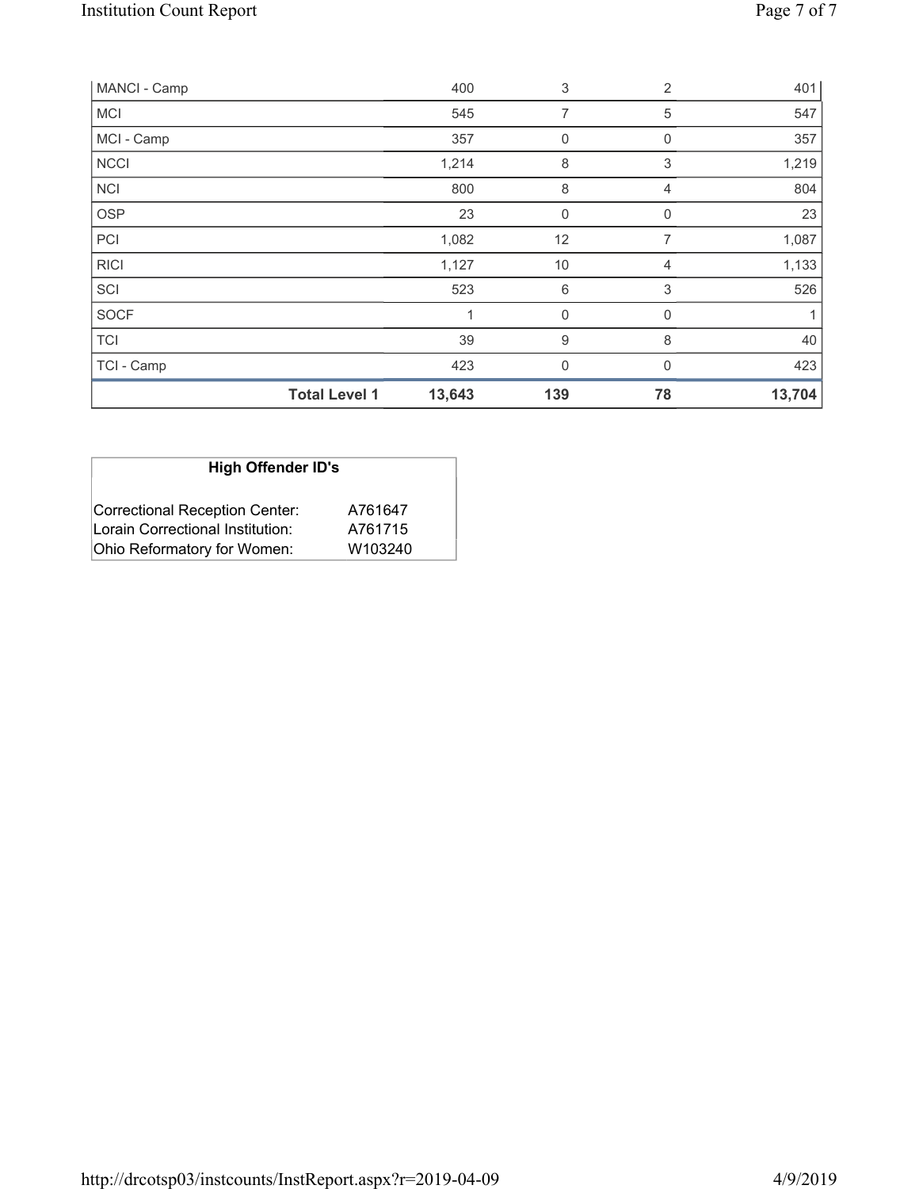| | | | | |
|---|---|---|---|---|
| MANCI - Camp | 400 | 3 | 2 | 401 |
| MCI | 545 | 7 | 5 | 547 |
| MCI - Camp | 357 | 0 | 0 | 357 |
| NCCI | 1,214 | 8 | 3 | 1,219 |
| NCI | 800 | 8 | 4 | 804 |
| OSP | 23 | 0 | 0 | 23 |
| PCI | 1,082 | 12 | 7 | 1,087 |
| RICI | 1,127 | 10 | 4 | 1,133 |
| SCI | 523 | 6 | 3 | 526 |
| SOCF | 1 | 0 | 0 | 1 |
| TCI | 39 | 9 | 8 | 40 |
| TCI - Camp | 423 | 0 | 0 | 423 |
| **Total Level 1** | **13,643** | **139** | **78** | **13,704** |

| High Offender ID's | |
|---|---|
| Correctional Reception Center: | A761647 |
| Lorain Correctional Institution: | A761715 |
| Ohio Reformatory for Women: | W103240 |